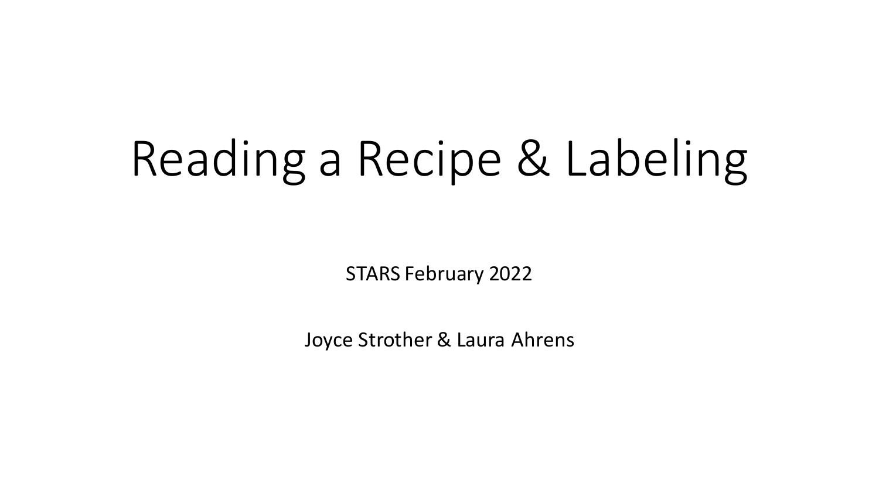# Reading a Recipe & Labeling

STARS February 2022

Joyce Strother & Laura Ahrens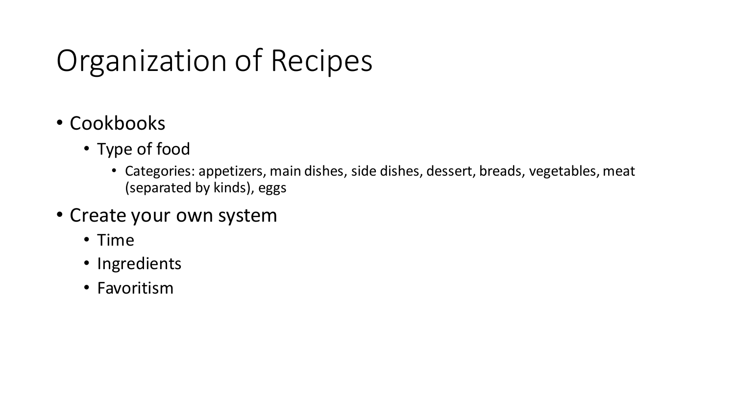# Organization of Recipes

- Cookbooks
  - Type of food
    - Categories: appetizers, main dishes, side dishes, dessert, breads, vegetables, meat (separated by kinds), eggs
- Create your own system
  - Time
  - Ingredients
  - Favoritism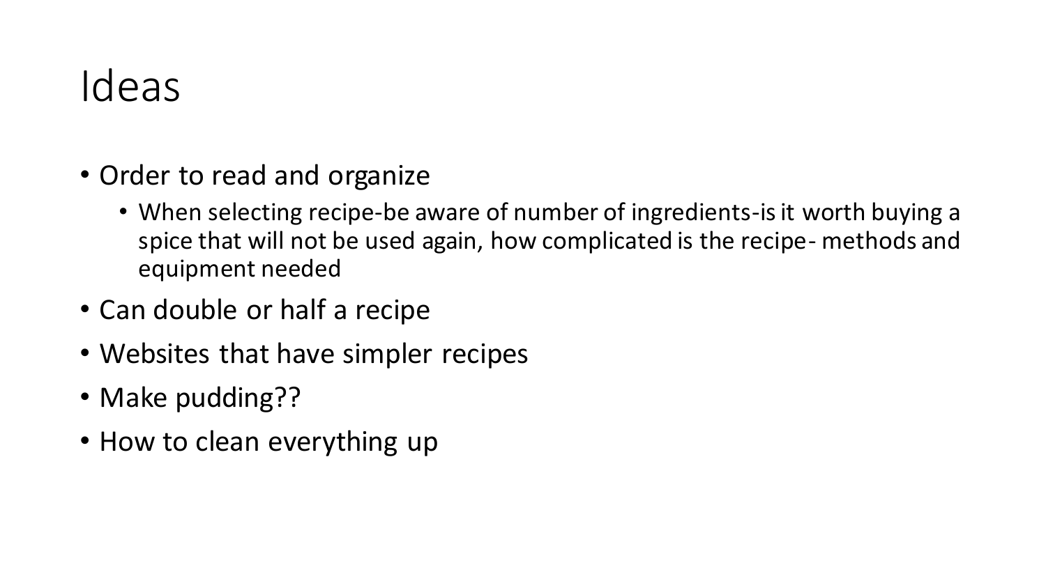# Ideas

- Order to read and organize
  - When selecting recipe-be aware of number of ingredients-is it worth buying a spice that will not be used again, how complicated is the recipe- methods and equipment needed
- Can double or half a recipe
- Websites that have simpler recipes
- Make pudding??
- How to clean everything up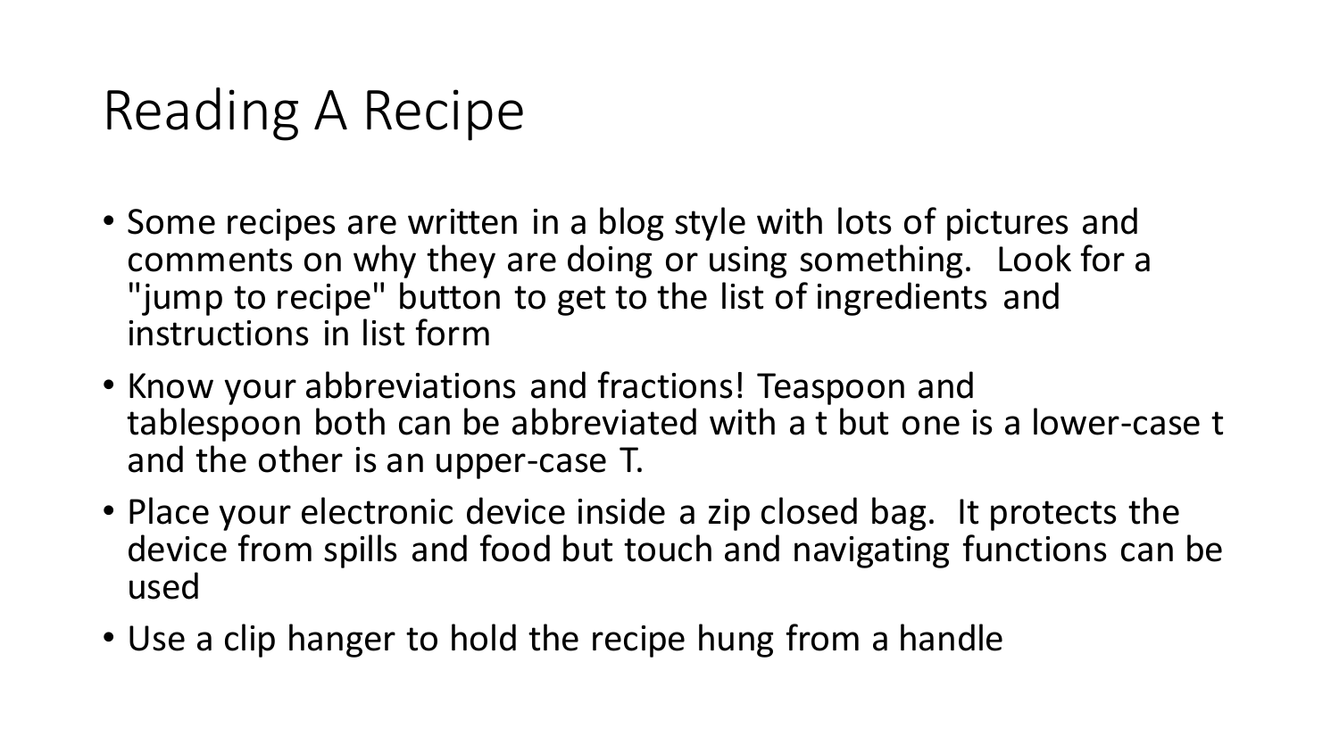# Reading A Recipe

- Some recipes are written in a blog style with lots of pictures and comments on why they are doing or using something. Look for a "jump to recipe" button to get to the list of ingredients and instructions in list form
- Know your abbreviations and fractions! Teaspoon and tablespoon both can be abbreviated with a t but one is a lower-case t and the other is an upper-case T.
- Place your electronic device inside a zip closed bag. It protects the device from spills and food but touch and navigating functions can be used
- Use a clip hanger to hold the recipe hung from a handle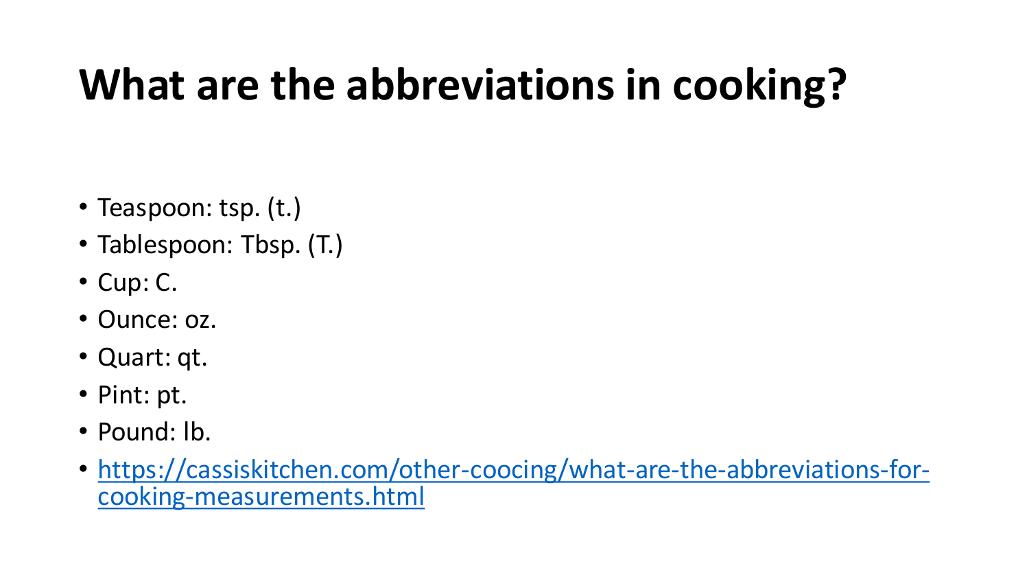# What are the abbreviations in cooking?

- Teaspoon: tsp. (t.)
- Tablespoon: Tbsp. (T.)
- Cup: C.
- Ounce: oz.
- Quart: qt.
- Pint: pt.
- Pound: lb.
- [https://cassiskitchen.com/other-coocing/what-are-the-abbreviations-for-cooking-measurements.html](https://cassiskitchen.com/other-coocing/what-are-the-abbreviations-for-cooking-measurements.html)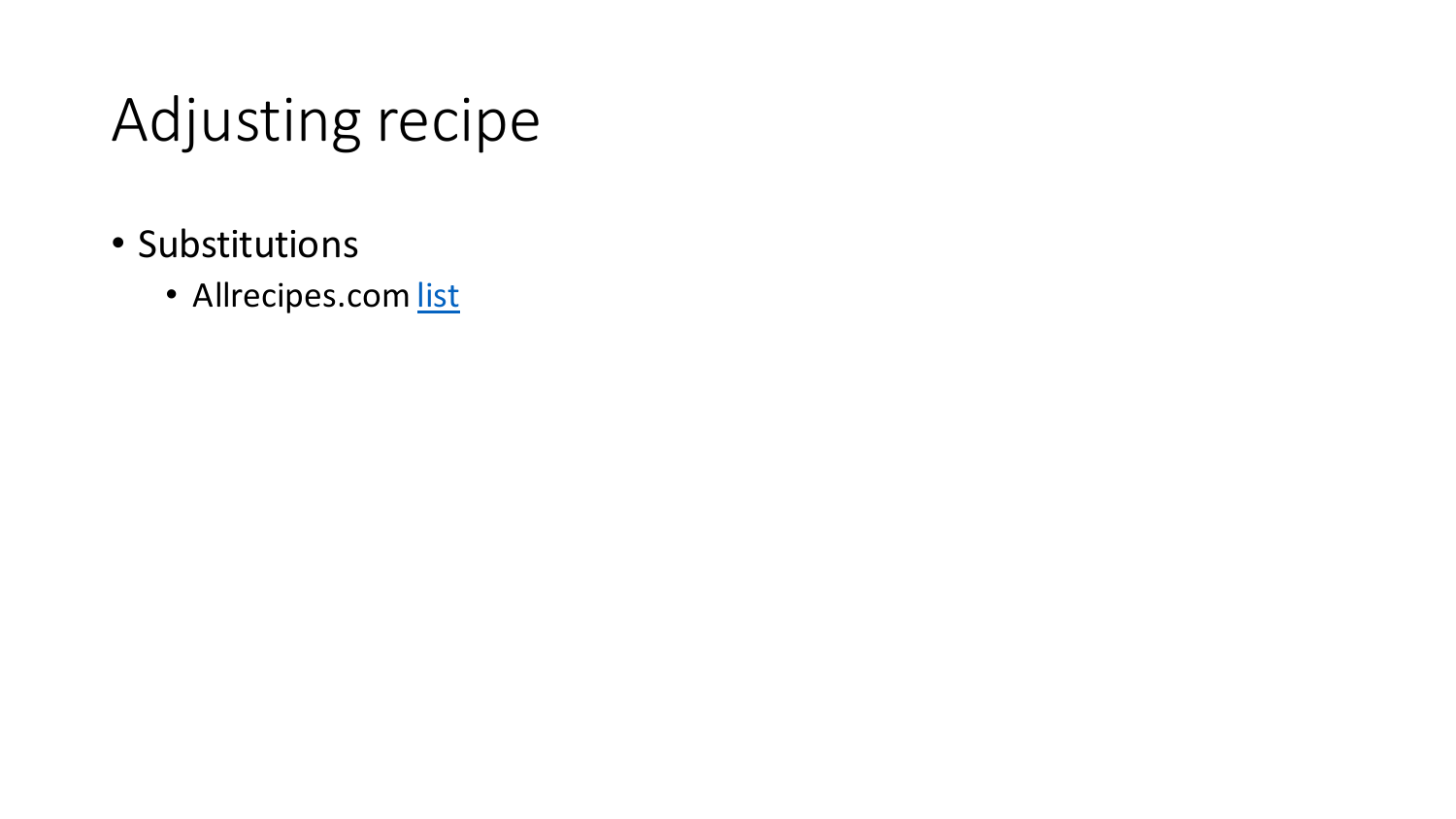# Adjusting recipe

- Substitutions
  - Allrecipes.com list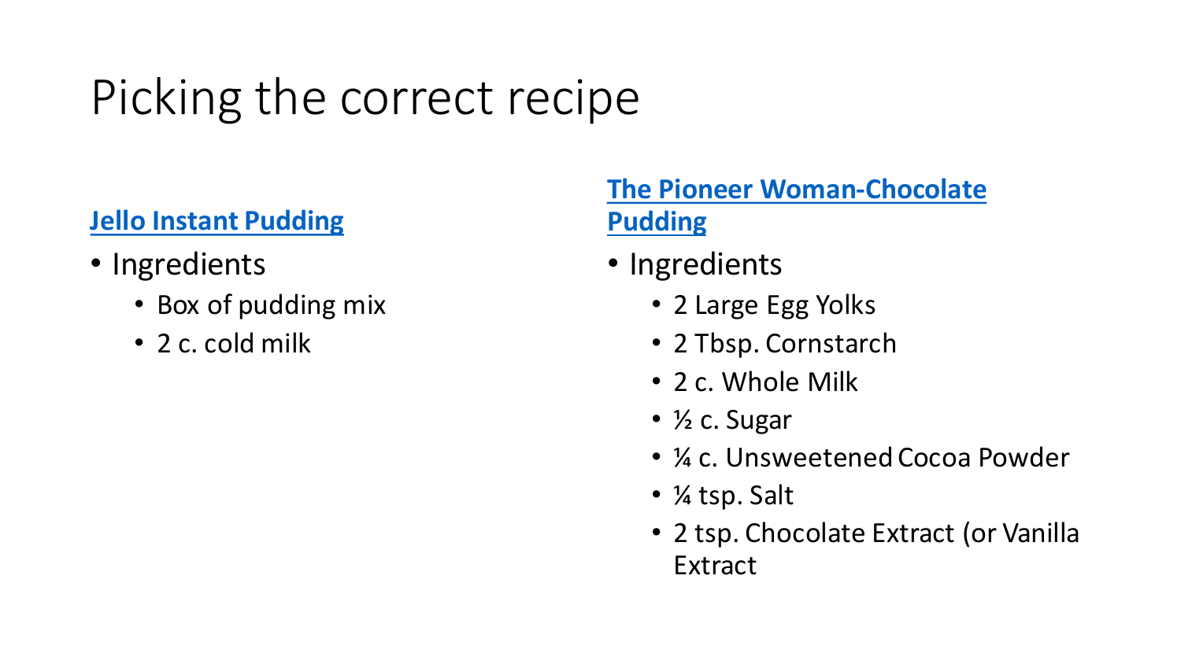# Picking the correct recipe

**Jello Instant Pudding**

- Ingredients
  - Box of pudding mix
  - 2 c. cold milk

**The Pioneer Woman-Chocolate Pudding**

- Ingredients
  - 2 Large Egg Yolks
  - 2 Tbsp. Cornstarch
  - 2 c. Whole Milk
  - ½ c. Sugar
  - ¼ c. Unsweetened Cocoa Powder
  - ¼ tsp. Salt
  - 2 tsp. Chocolate Extract (or Vanilla Extract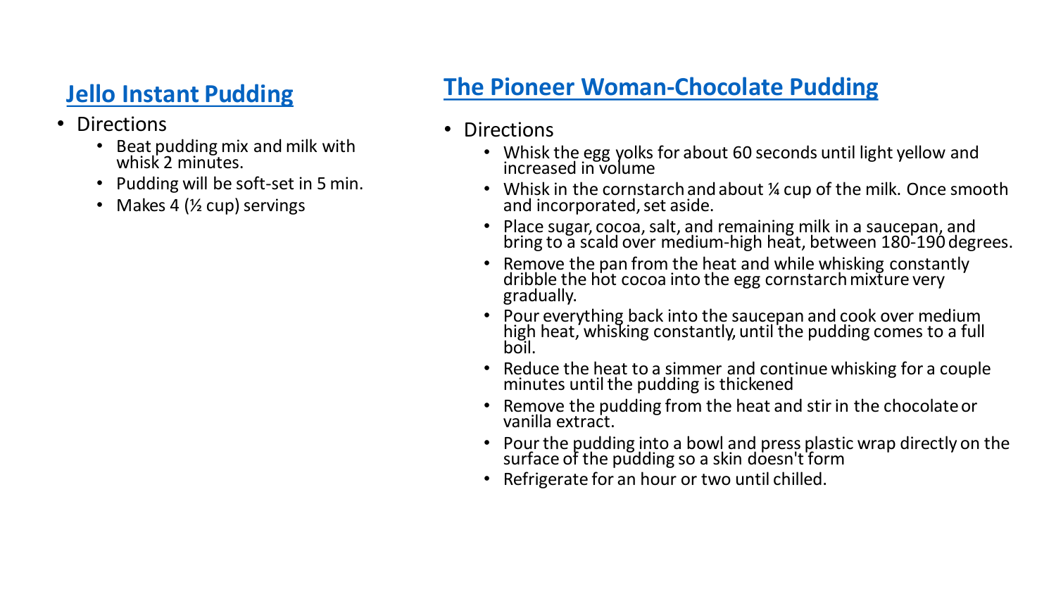## Jello Instant Pudding

- Directions
  - Beat pudding mix and milk with whisk 2 minutes.
  - Pudding will be soft-set in 5 min.
  - Makes 4 (½ cup) servings

## The Pioneer Woman-Chocolate Pudding

- Directions
  - Whisk the egg yolks for about 60 seconds until light yellow and increased in volume
  - Whisk in the cornstarch and about ¼ cup of the milk. Once smooth and incorporated, set aside.
  - Place sugar, cocoa, salt, and remaining milk in a saucepan, and bring to a scald over medium-high heat, between 180-190 degrees.
  - Remove the pan from the heat and while whisking constantly dribble the hot cocoa into the egg cornstarch mixture very gradually.
  - Pour everything back into the saucepan and cook over medium high heat, whisking constantly, until the pudding comes to a full boil.
  - Reduce the heat to a simmer and continue whisking for a couple minutes until the pudding is thickened
  - Remove the pudding from the heat and stir in the chocolate or vanilla extract.
  - Pour the pudding into a bowl and press plastic wrap directly on the surface of the pudding so a skin doesn't form
  - Refrigerate for an hour or two until chilled.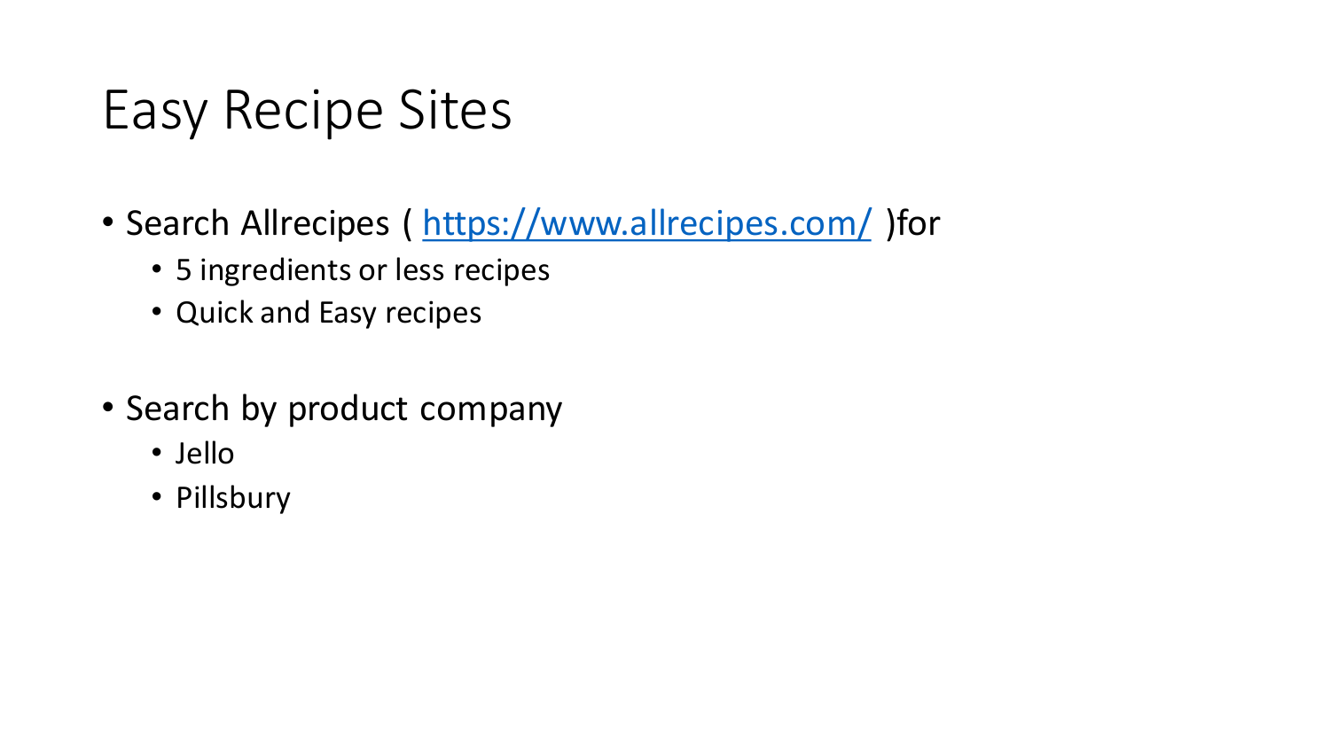# Easy Recipe Sites

- Search Allrecipes ( https://www.allrecipes.com/ )for
  - 5 ingredients or less recipes
  - Quick and Easy recipes
- Search by product company
  - Jello
  - Pillsbury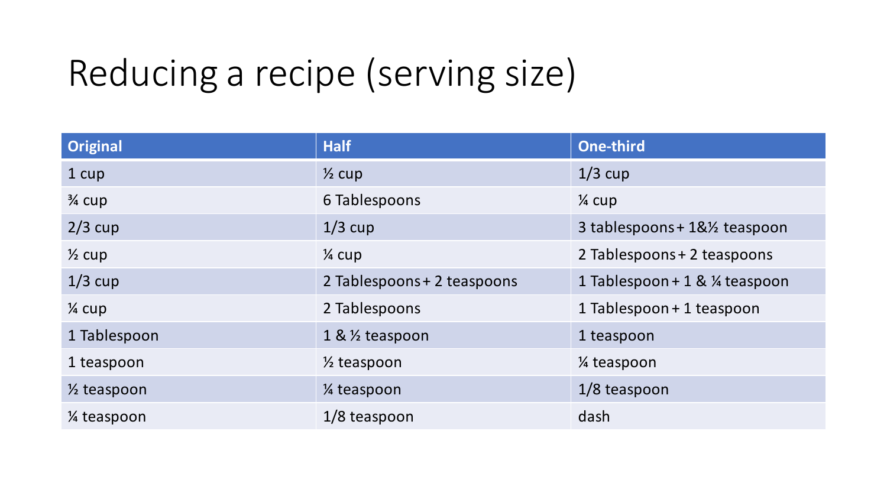# Reducing a recipe (serving size)

| Original | Half | One-third |
|---|---|---|
| 1 cup | ½ cup | 1/3 cup |
| ¾ cup | 6 Tablespoons | ¼ cup |
| 2/3 cup | 1/3 cup | 3 tablespoons + 1&½ teaspoon |
| ½ cup | ¼ cup | 2 Tablespoons + 2 teaspoons |
| 1/3 cup | 2 Tablespoons + 2 teaspoons | 1 Tablespoon + 1 & ¼ teaspoon |
| ¼ cup | 2 Tablespoons | 1 Tablespoon + 1 teaspoon |
| 1 Tablespoon | 1 & ½ teaspoon | 1 teaspoon |
| 1 teaspoon | ½ teaspoon | ¼ teaspoon |
| ½ teaspoon | ¼ teaspoon | 1/8 teaspoon |
| ¼ teaspoon | 1/8 teaspoon | dash |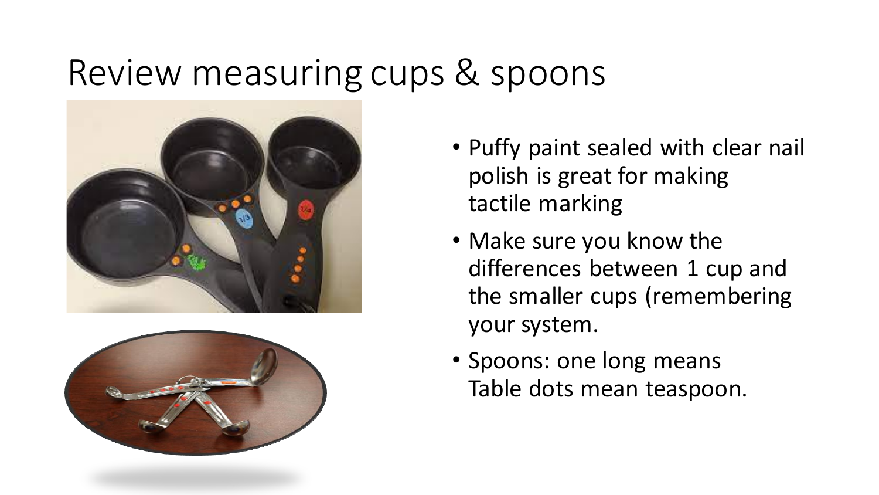# Review measuring cups & spoons

- Puffy paint sealed with clear nail polish is great for making tactile marking
- Make sure you know the differences between 1 cup and the smaller cups (remembering your system.
- Spoons: one long means Table dots mean teaspoon.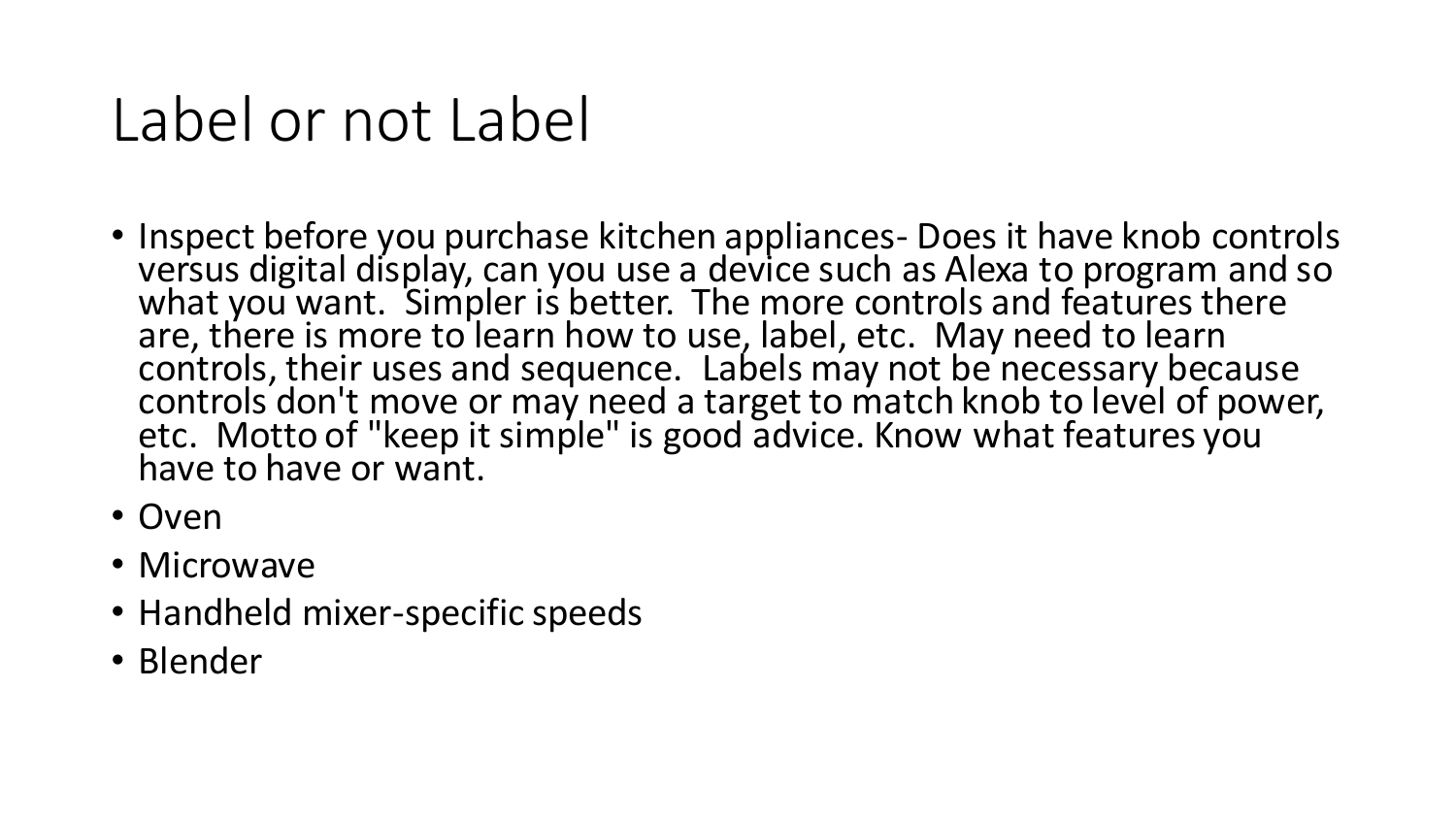# Label or not Label

- Inspect before you purchase kitchen appliances- Does it have knob controls versus digital display, can you use a device such as Alexa to program and so what you want. Simpler is better. The more controls and features there are, there is more to learn how to use, label, etc. May need to learn controls, their uses and sequence. Labels may not be necessary because controls don't move or may need a target to match knob to level of power, etc. Motto of "keep it simple" is good advice. Know what features you have to have or want.
- Oven
- Microwave
- Handheld mixer-specific speeds
- Blender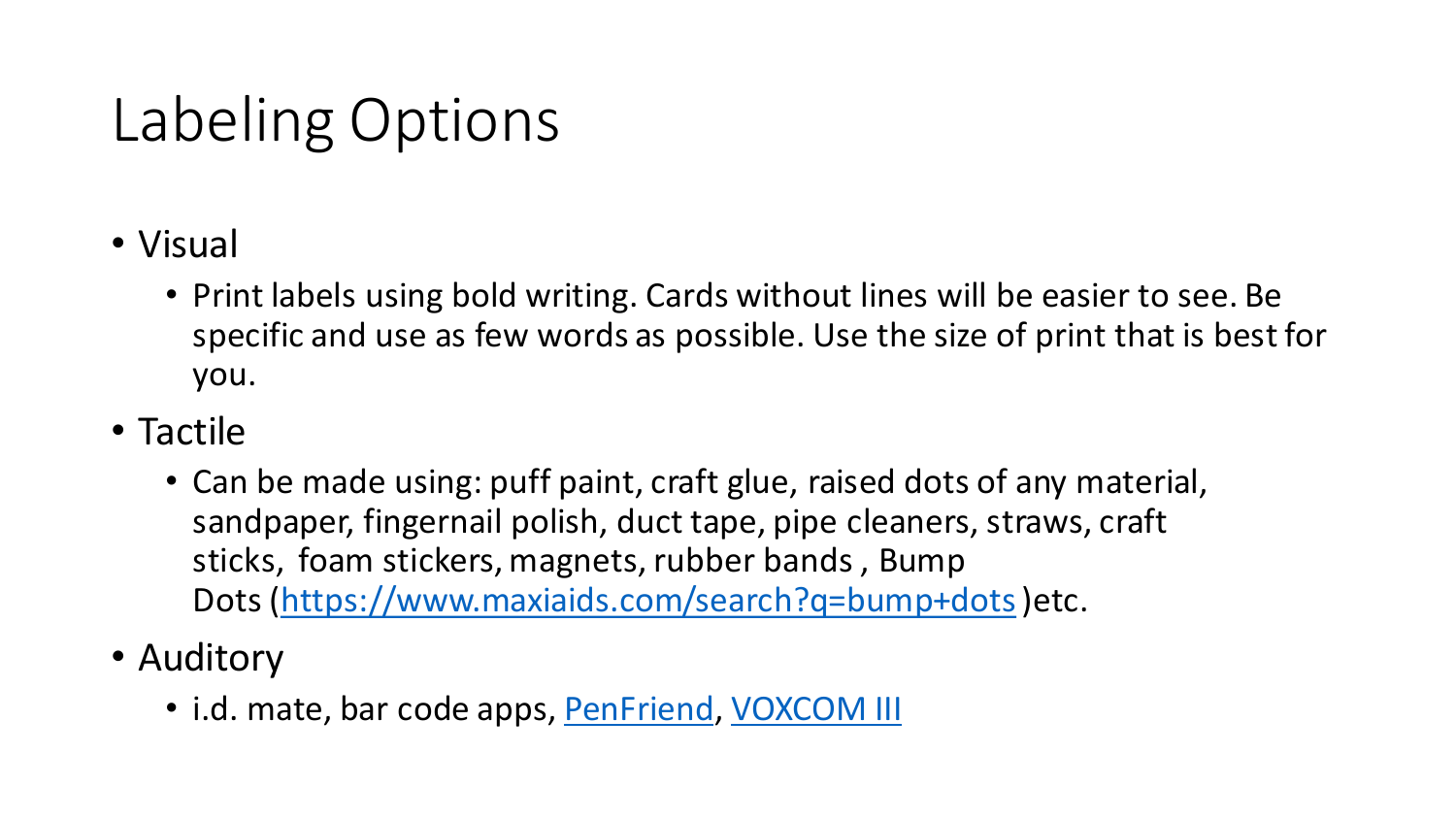# Labeling Options

- Visual
  - Print labels using bold writing. Cards without lines will be easier to see. Be specific and use as few words as possible. Use the size of print that is best for you.
- Tactile
  - Can be made using: puff paint, craft glue, raised dots of any material, sandpaper, fingernail polish, duct tape, pipe cleaners, straws, craft sticks, foam stickers, magnets, rubber bands , Bump Dots ([https://www.maxiaids.com/search?q=bump+dots](https://www.maxiaids.com/search?q=bump+dots) )etc.
- Auditory
  - i.d. mate, bar code apps, PenFriend, VOXCOM III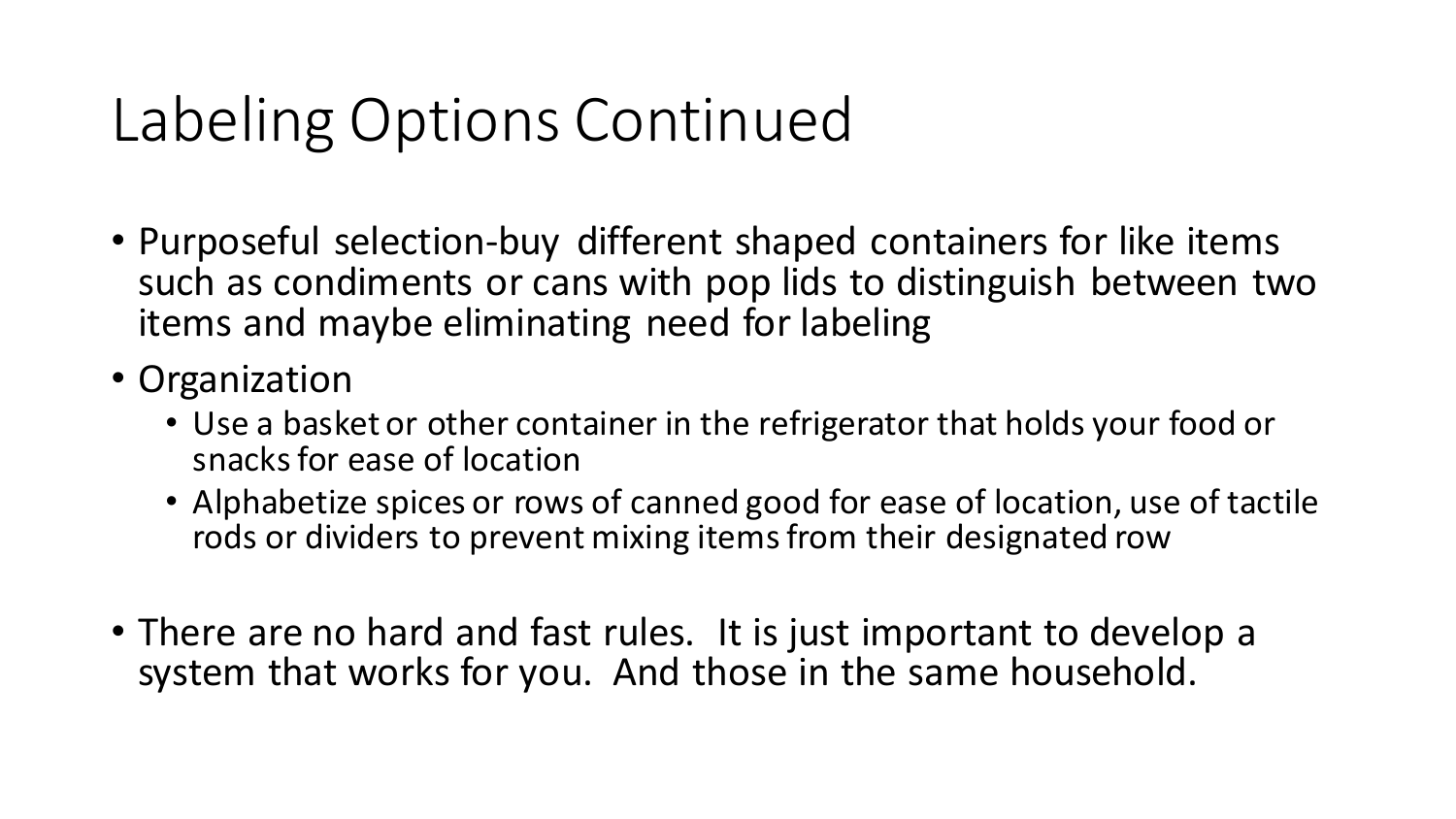# Labeling Options Continued

- Purposeful selection-buy different shaped containers for like items such as condiments or cans with pop lids to distinguish between two items and maybe eliminating need for labeling
- Organization
  - Use a basket or other container in the refrigerator that holds your food or snacks for ease of location
  - Alphabetize spices or rows of canned good for ease of location, use of tactile rods or dividers to prevent mixing items from their designated row
- There are no hard and fast rules. It is just important to develop a system that works for you. And those in the same household.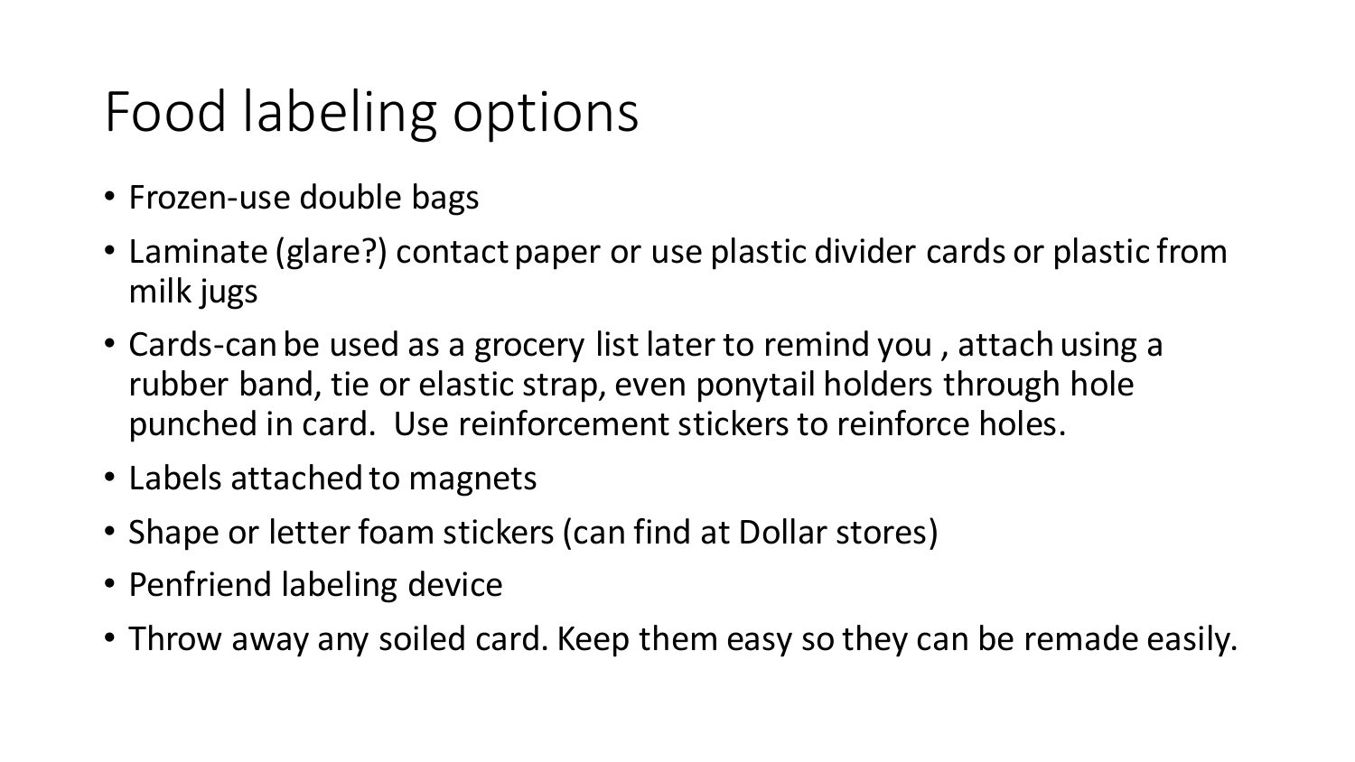# Food labeling options

- Frozen-use double bags
- Laminate (glare?) contact paper or use plastic divider cards or plastic from milk jugs
- Cards-can be used as a grocery list later to remind you , attach using a rubber band, tie or elastic strap, even ponytail holders through hole punched in card. Use reinforcement stickers to reinforce holes.
- Labels attached to magnets
- Shape or letter foam stickers (can find at Dollar stores)
- Penfriend labeling device
- Throw away any soiled card. Keep them easy so they can be remade easily.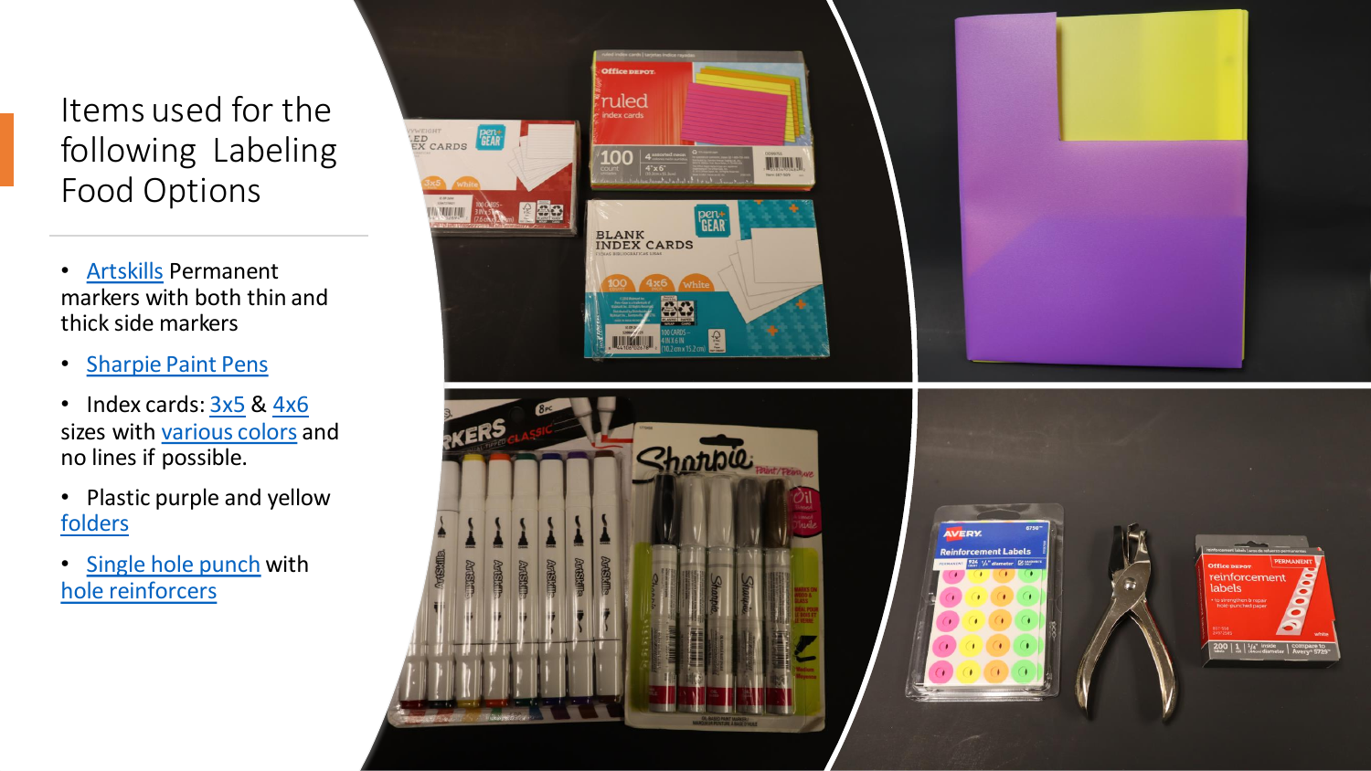# Items used for the following Labeling Food Options

- Artskills Permanent markers with both thin and thick side markers
- Sharpie Paint Pens
- Index cards: 3x5 & 4x6 sizes with various colors and no lines if possible.
- Plastic purple and yellow folders
- Single hole punch with hole reinforcers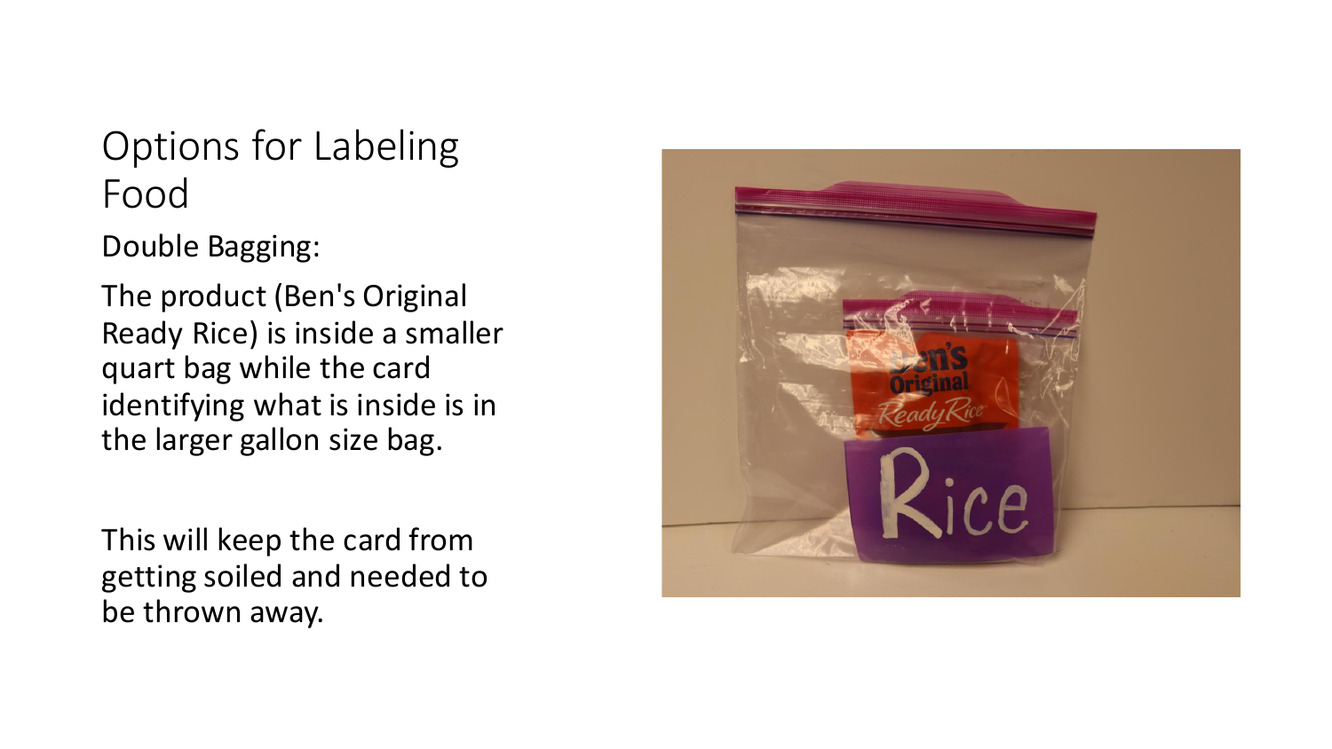# Options for Labeling Food

Double Bagging:

The product (Ben's Original Ready Rice) is inside a smaller quart bag while the card identifying what is inside is in the larger gallon size bag.

This will keep the card from getting soiled and needed to be thrown away.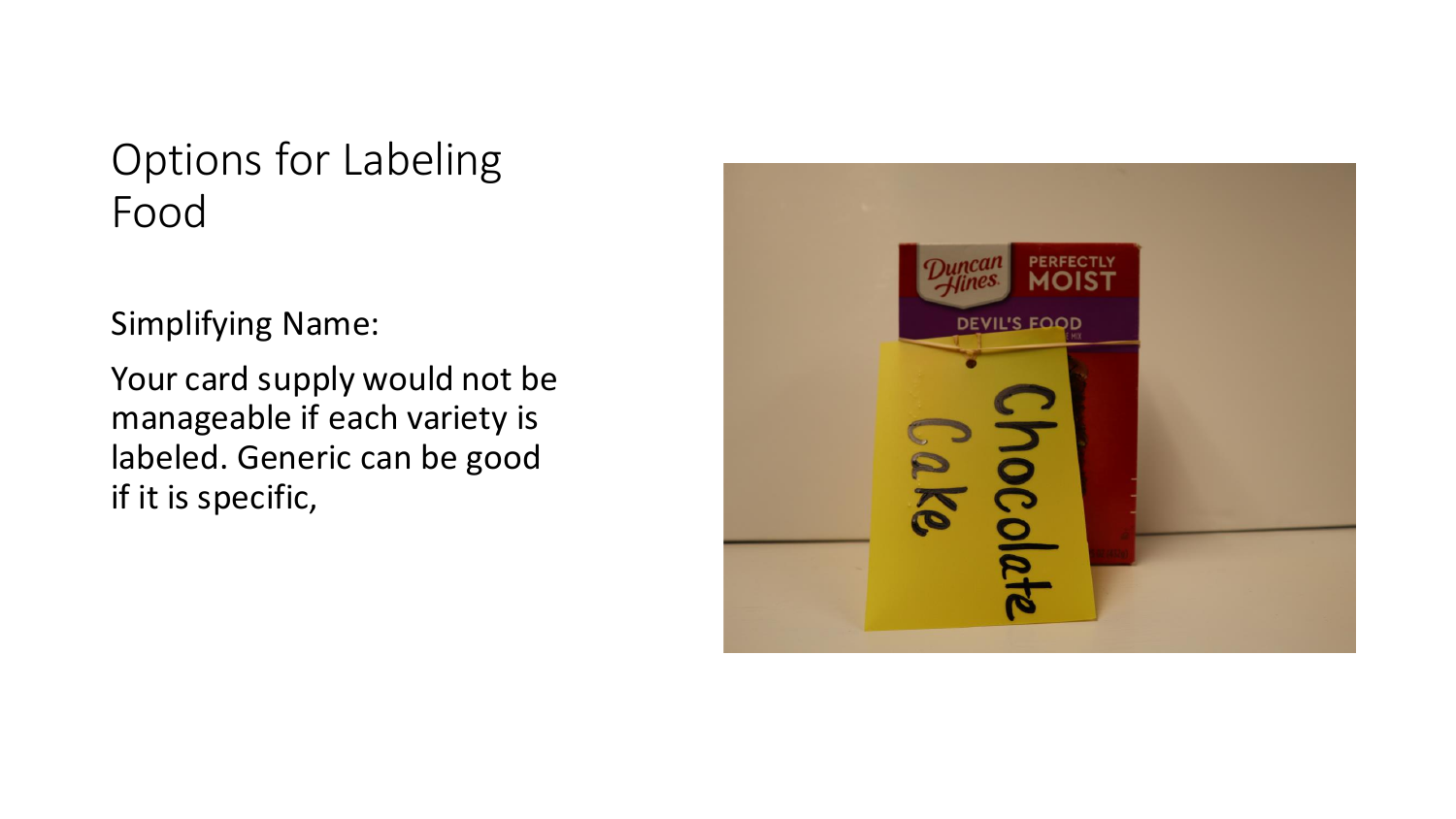# Options for Labeling Food

Simplifying Name:

Your card supply would not be manageable if each variety is labeled. Generic can be good if it is specific,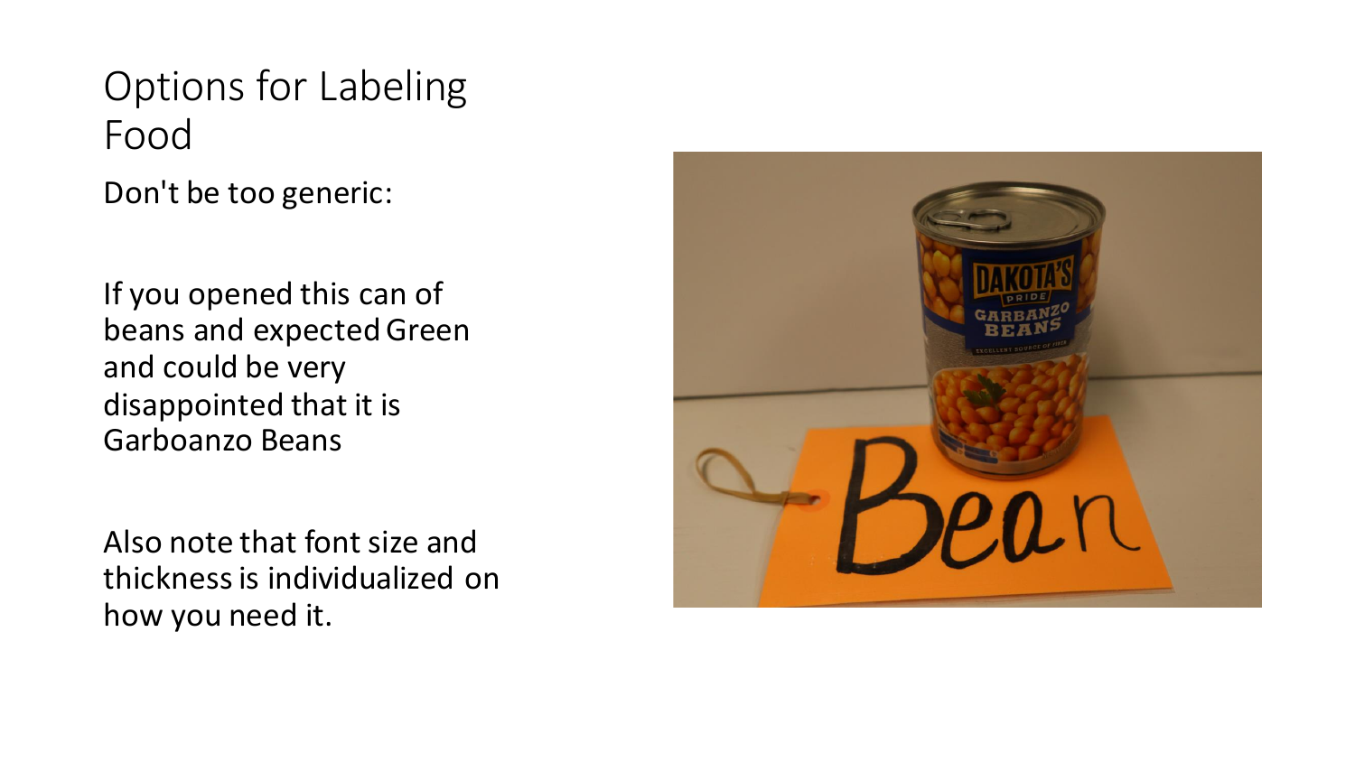# Options for Labeling Food

Don't be too generic:

If you opened this can of beans and expected Green and could be very disappointed that it is Garboanzo Beans

Also note that font size and thickness is individualized on how you need it.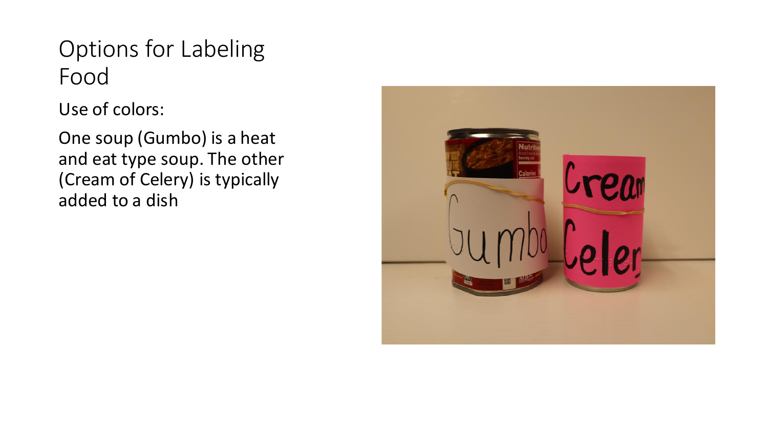# Options for Labeling Food

Use of colors:

One soup (Gumbo) is a heat and eat type soup. The other (Cream of Celery) is typically added to a dish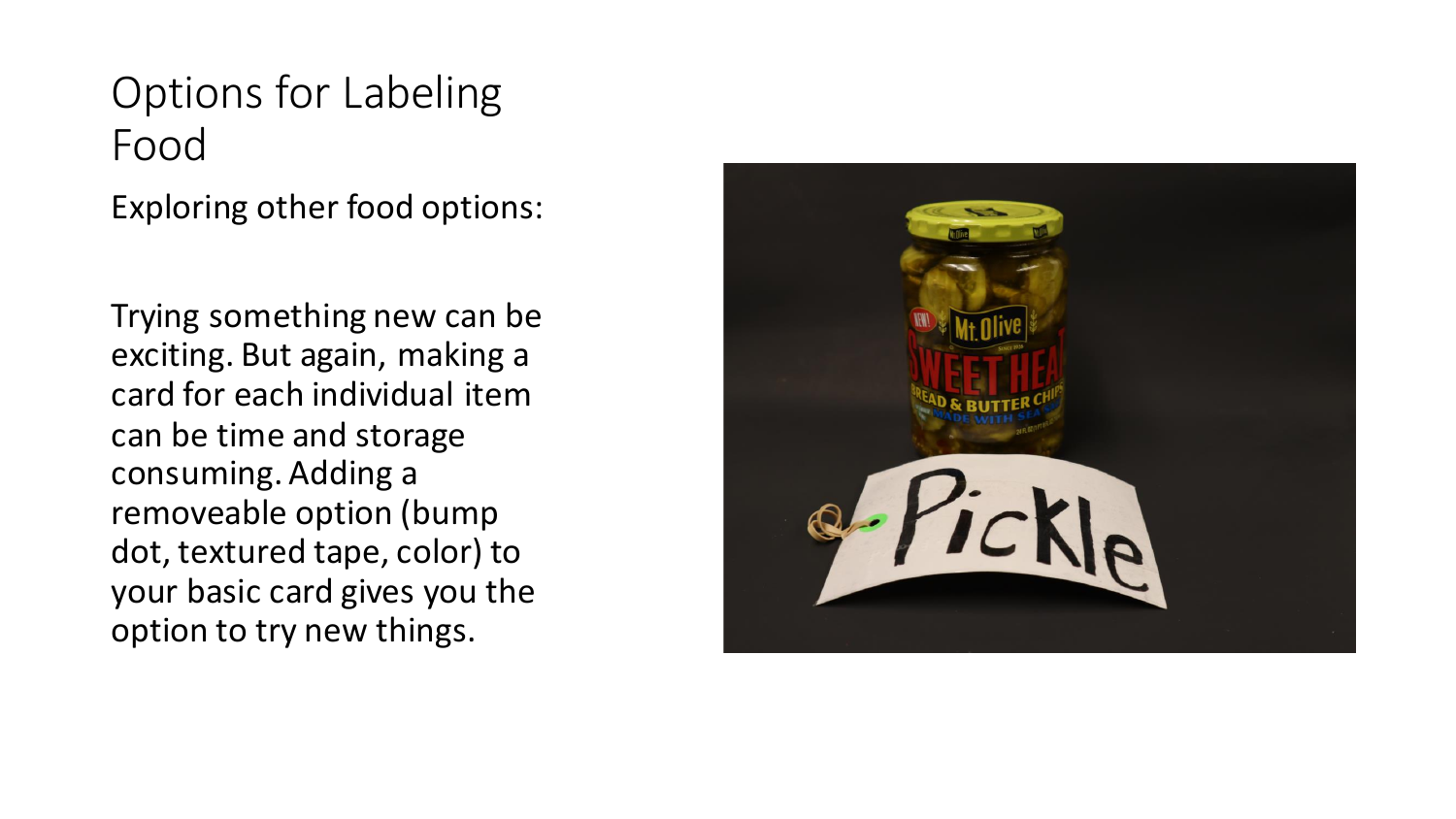# Options for Labeling Food

Exploring other food options:

Trying something new can be exciting. But again, making a card for each individual item can be time and storage consuming. Adding a removeable option (bump dot, textured tape, color) to your basic card gives you the option to try new things.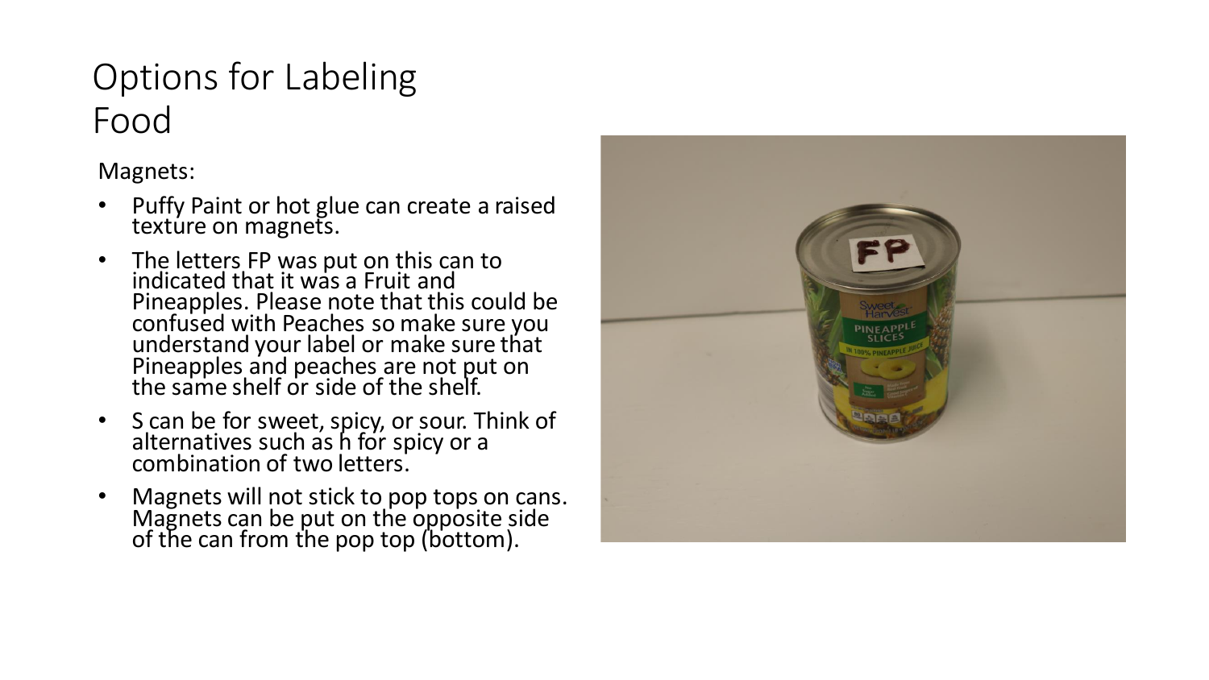# Options for Labeling Food

Magnets:

- Puffy Paint or hot glue can create a raised texture on magnets.
- The letters FP was put on this can to indicated that it was a Fruit and Pineapples. Please note that this could be confused with Peaches so make sure you understand your label or make sure that Pineapples and peaches are not put on the same shelf or side of the shelf.
- S can be for sweet, spicy, or sour. Think of alternatives such as h for spicy or a combination of two letters.
- Magnets will not stick to pop tops on cans. Magnets can be put on the opposite side of the can from the pop top (bottom).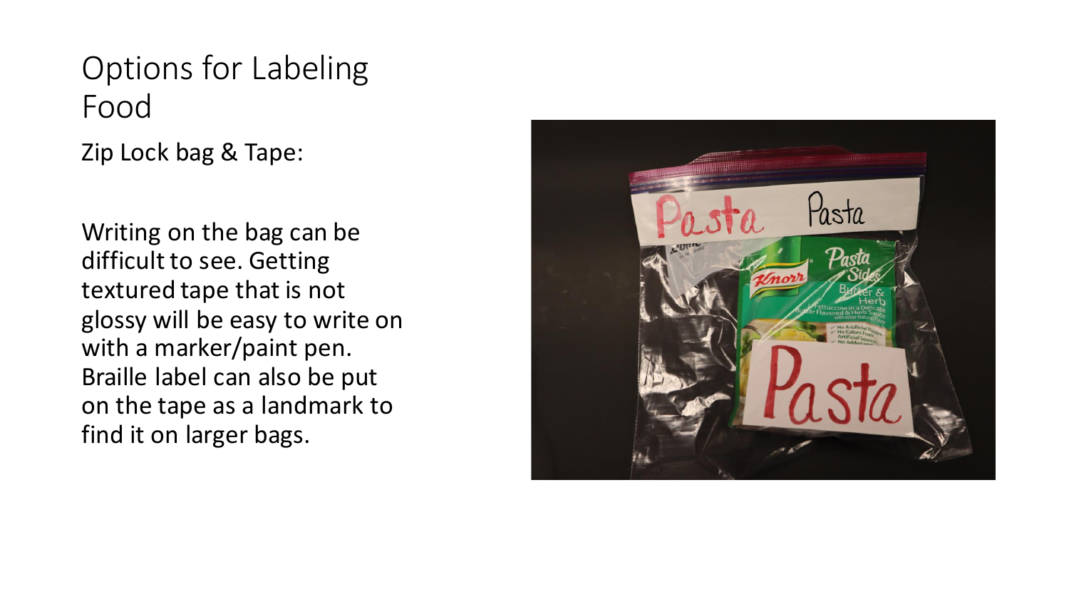# Options for Labeling Food

Zip Lock bag & Tape:

Writing on the bag can be difficult to see. Getting textured tape that is not glossy will be easy to write on with a marker/paint pen. Braille label can also be put on the tape as a landmark to find it on larger bags.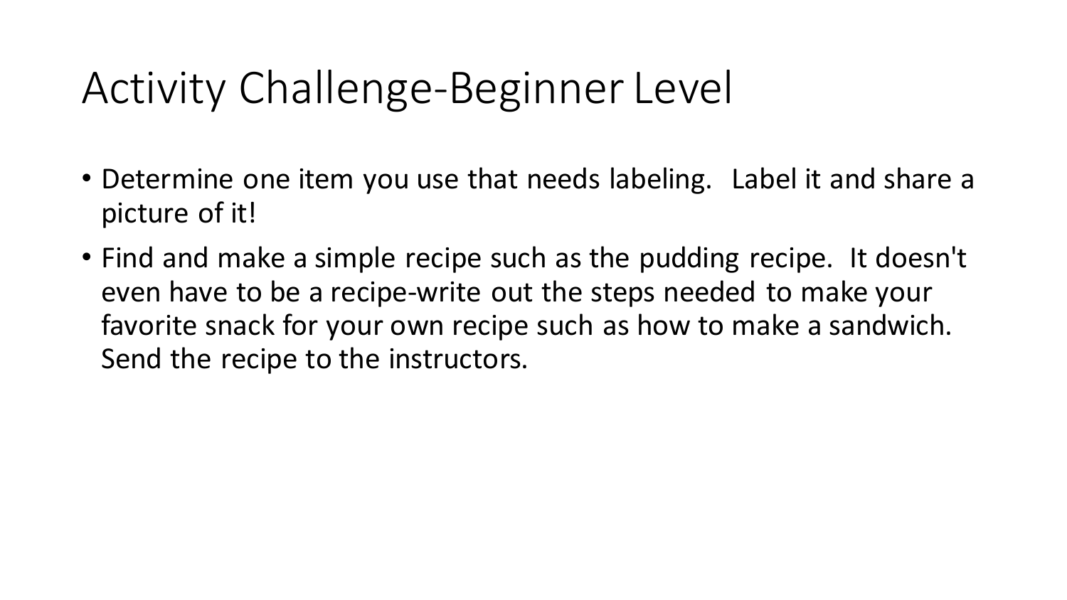# Activity Challenge-Beginner Level

- Determine one item you use that needs labeling. Label it and share a picture of it!
- Find and make a simple recipe such as the pudding recipe. It doesn't even have to be a recipe-write out the steps needed to make your favorite snack for your own recipe such as how to make a sandwich. Send the recipe to the instructors.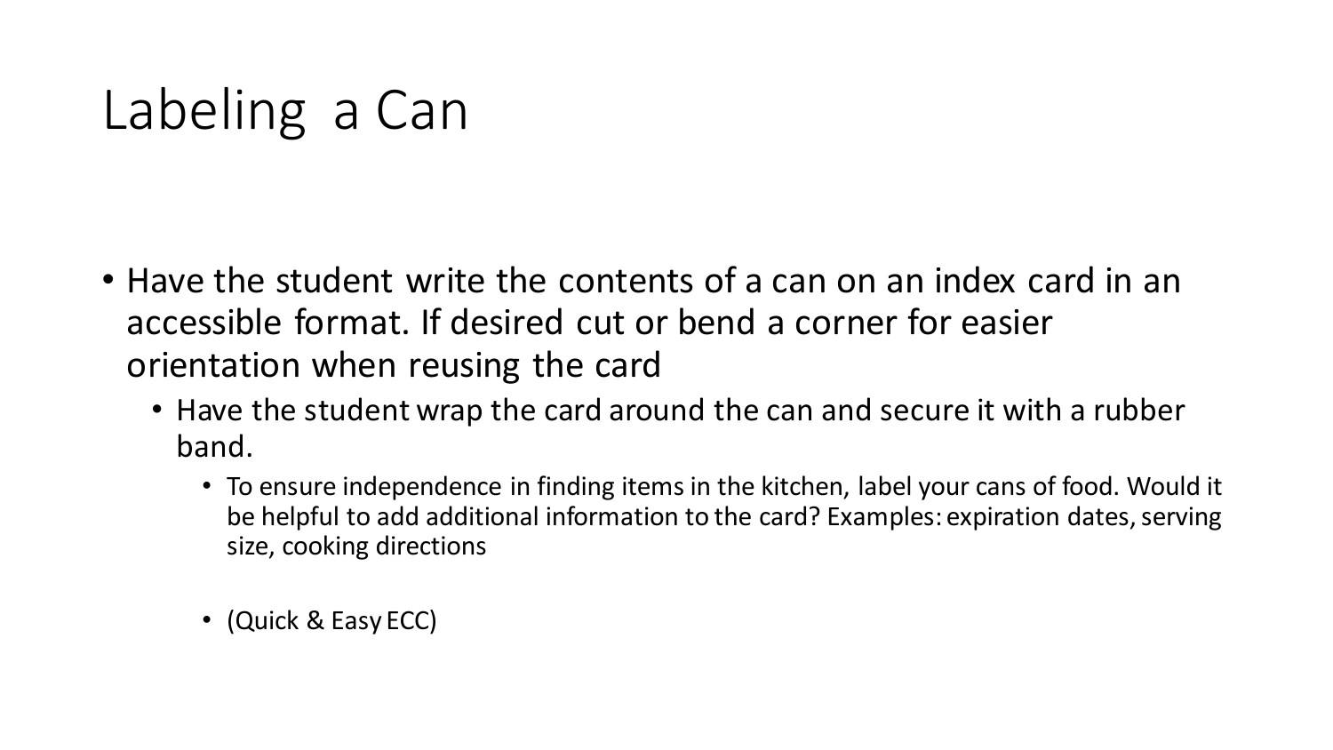# Labeling a Can

- Have the student write the contents of a can on an index card in an accessible format. If desired cut or bend a corner for easier orientation when reusing the card
  - Have the student wrap the card around the can and secure it with a rubber band.
    - To ensure independence in finding items in the kitchen, label your cans of food. Would it be helpful to add additional information to the card? Examples: expiration dates, serving size, cooking directions
    - (Quick & Easy ECC)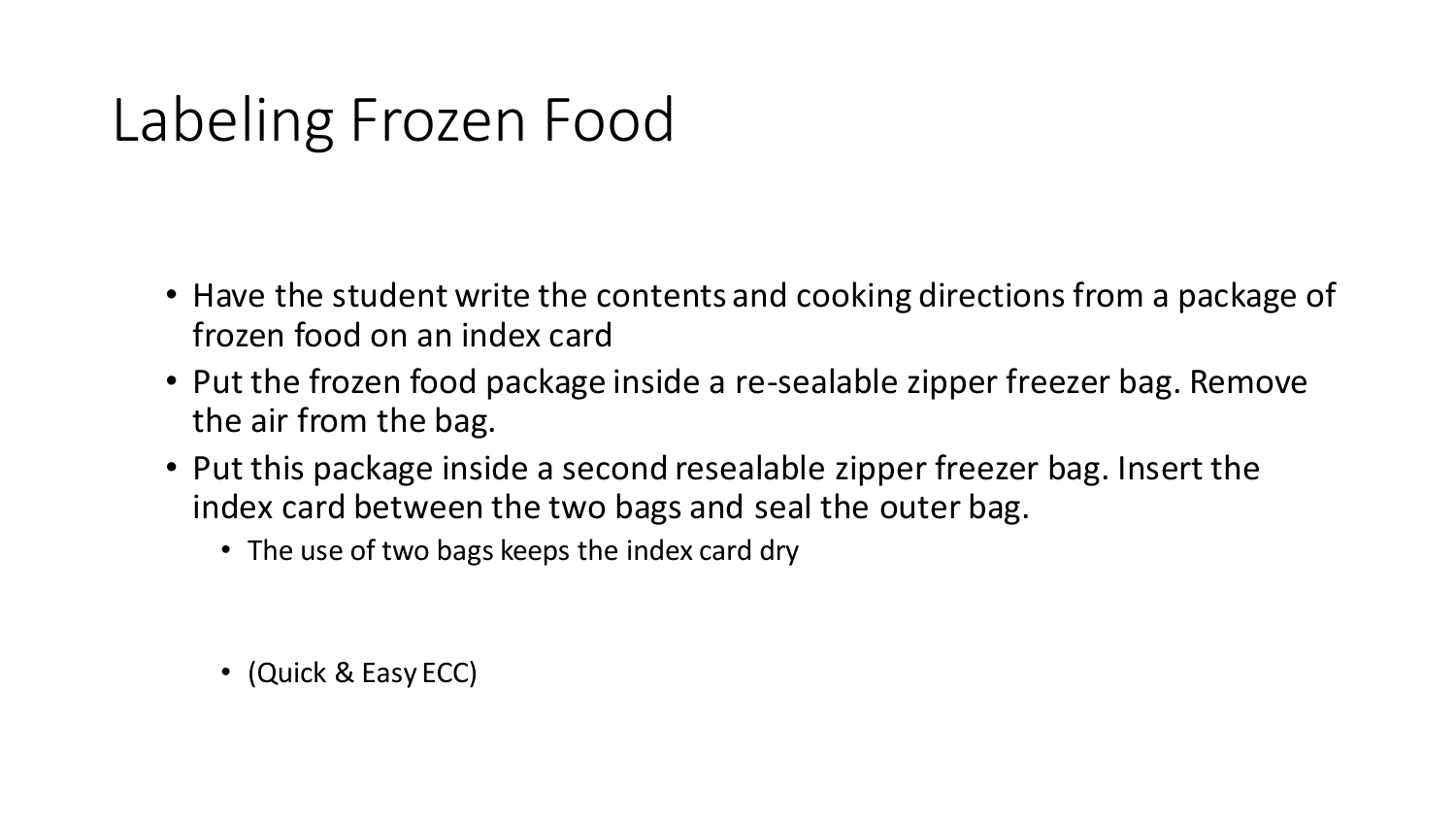# Labeling Frozen Food

- Have the student write the contents and cooking directions from a package of frozen food on an index card
- Put the frozen food package inside a re-sealable zipper freezer bag. Remove the air from the bag.
- Put this package inside a second resealable zipper freezer bag. Insert the index card between the two bags and seal the outer bag.
  - The use of two bags keeps the index card dry

  - (Quick & Easy ECC)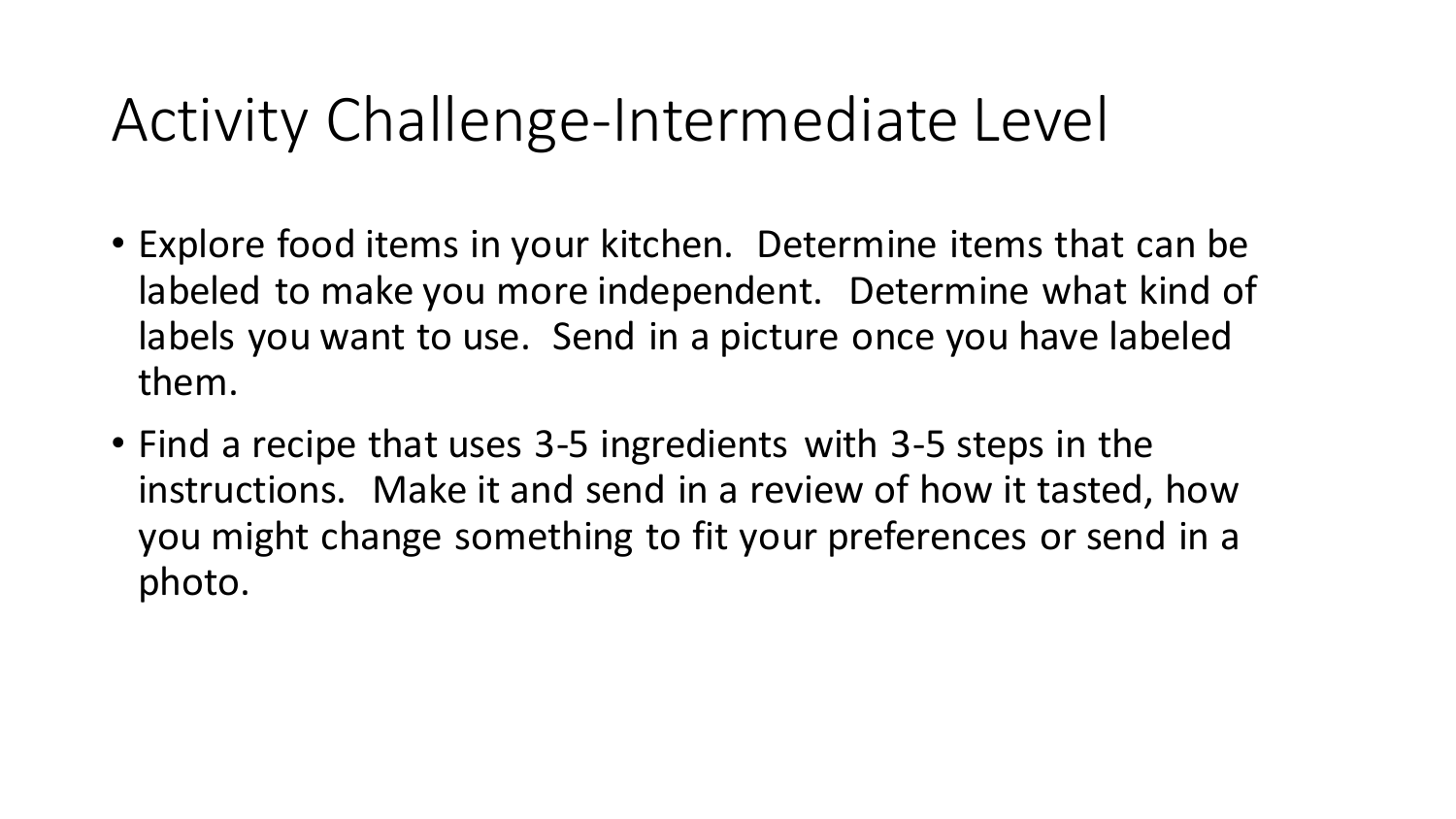# Activity Challenge-Intermediate Level

- Explore food items in your kitchen. Determine items that can be labeled to make you more independent. Determine what kind of labels you want to use. Send in a picture once you have labeled them.
- Find a recipe that uses 3-5 ingredients with 3-5 steps in the instructions. Make it and send in a review of how it tasted, how you might change something to fit your preferences or send in a photo.